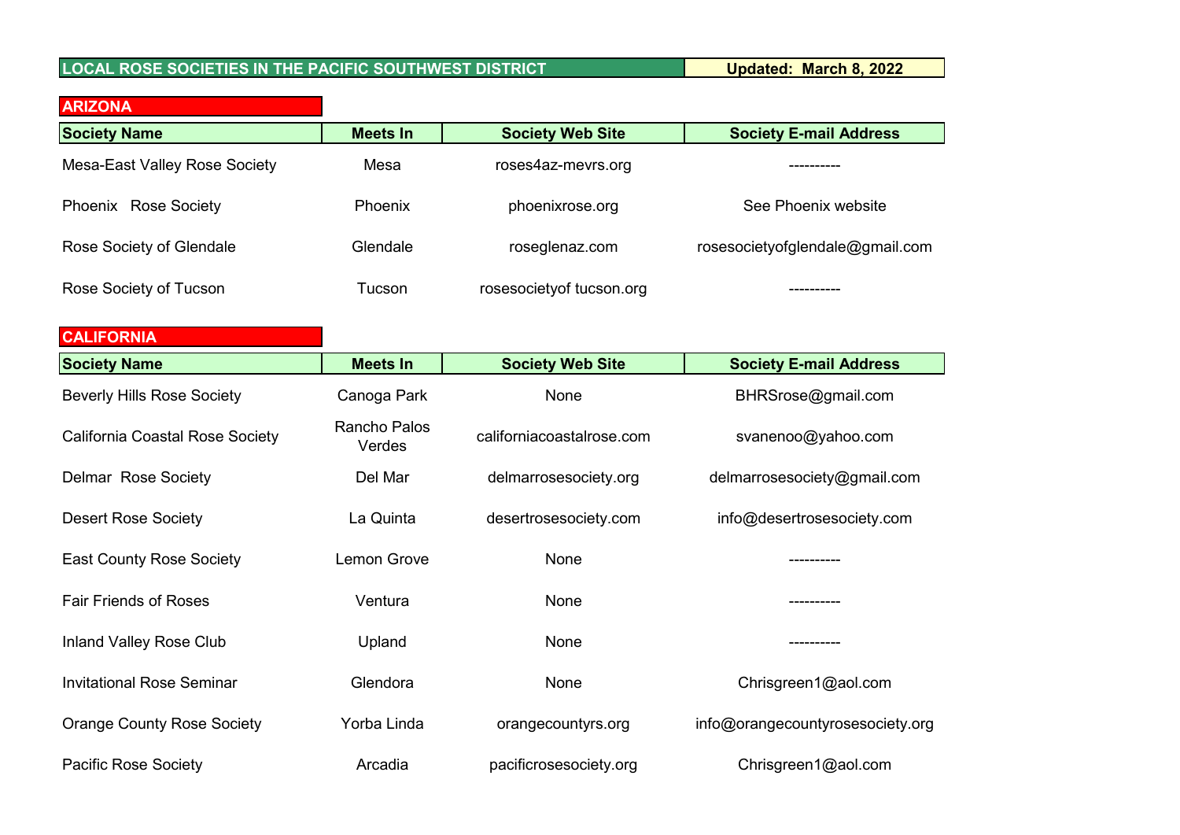# LOCAL ROSE SOCIETIES IN THE PACIFIC SOUTHWEST DISTRICT

**Updated: March 8, 2022**

## ARIZONA

| Society Name | Meets In | Society Web Site | Society E-mail Address |
|---|---|---|---|
| Mesa-East Valley Rose Society | Mesa | roses4az-mevrs.org | ---------- |
| Phoenix Rose Society | Phoenix | phoenixrose.org | See Phoenix website |
| Rose Society of Glendale | Glendale | roseglenaz.com | rosesocietyofglendale@gmail.com |
| Rose Society of Tucson | Tucson | rosesocietyof tucson.org | ---------- |

## CALIFORNIA

| Society Name | Meets In | Society Web Site | Society E-mail Address |
|---|---|---|---|
| Beverly Hills Rose Society | Canoga Park | None | BHRSrose@gmail.com |
| California Coastal Rose Society | Rancho Palos Verdes | californiacoastalrose.com | svanenoo@yahoo.com |
| Delmar Rose Society | Del Mar | delmarrosesociety.org | delmarrosesociety@gmail.com |
| Desert Rose Society | La Quinta | desertrosesociety.com | info@desertrosesociety.com |
| East County Rose Society | Lemon Grove | None | ---------- |
| Fair Friends of Roses | Ventura | None | ---------- |
| Inland Valley Rose Club | Upland | None | ---------- |
| Invitational Rose Seminar | Glendora | None | Chrisgreen1@aol.com |
| Orange County Rose Society | Yorba Linda | orangecountyrs.org | info@orangecountyrosesociety.org |
| Pacific Rose Society | Arcadia | pacificrosesociety.org | Chrisgreen1@aol.com |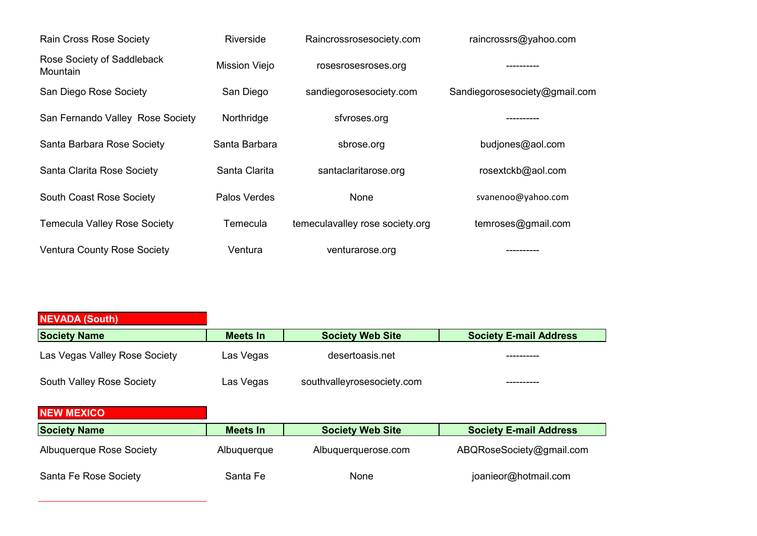| Society Name | Meets In | Society Web Site | Society E-mail Address |
|---|---|---|---|
| Rain Cross Rose Society | Riverside | Raincrossrosesociety.com | raincrossrs@yahoo.com |
| Rose Society of Saddleback Mountain | Mission Viejo | rosesrosesroses.org | ---------- |
| San Diego Rose Society | San Diego | sandiegorosesociety.com | Sandiegorosesociety@gmail.com |
| San Fernando Valley Rose Society | Northridge | sfvroses.org | ---------- |
| Santa Barbara Rose Society | Santa Barbara | sbrose.org | budjones@aol.com |
| Santa Clarita Rose Society | Santa Clarita | santaclaritarose.org | rosextckb@aol.com |
| South Coast Rose Society | Palos Verdes | None | svanenoo@yahoo.com |
| Temecula Valley Rose Society | Temecula | temeculavalley rose society.org | temroses@gmail.com |
| Ventura County Rose Society | Ventura | venturarose.org | ---------- |

## NEVADA (South)

| Society Name | Meets In | Society Web Site | Society E-mail Address |
|---|---|---|---|
| Las Vegas Valley Rose Society | Las Vegas | desertoasis.net | ---------- |
| South Valley Rose Society | Las Vegas | southvalleyrosesociety.com | ---------- |

## NEW MEXICO

| Society Name | Meets In | Society Web Site | Society E-mail Address |
|---|---|---|---|
| Albuquerque Rose Society | Albuquerque | Albuquerquerose.com | ABQRoseSociety@gmail.com |
| Santa Fe Rose Society | Santa Fe | None | joanieor@hotmail.com |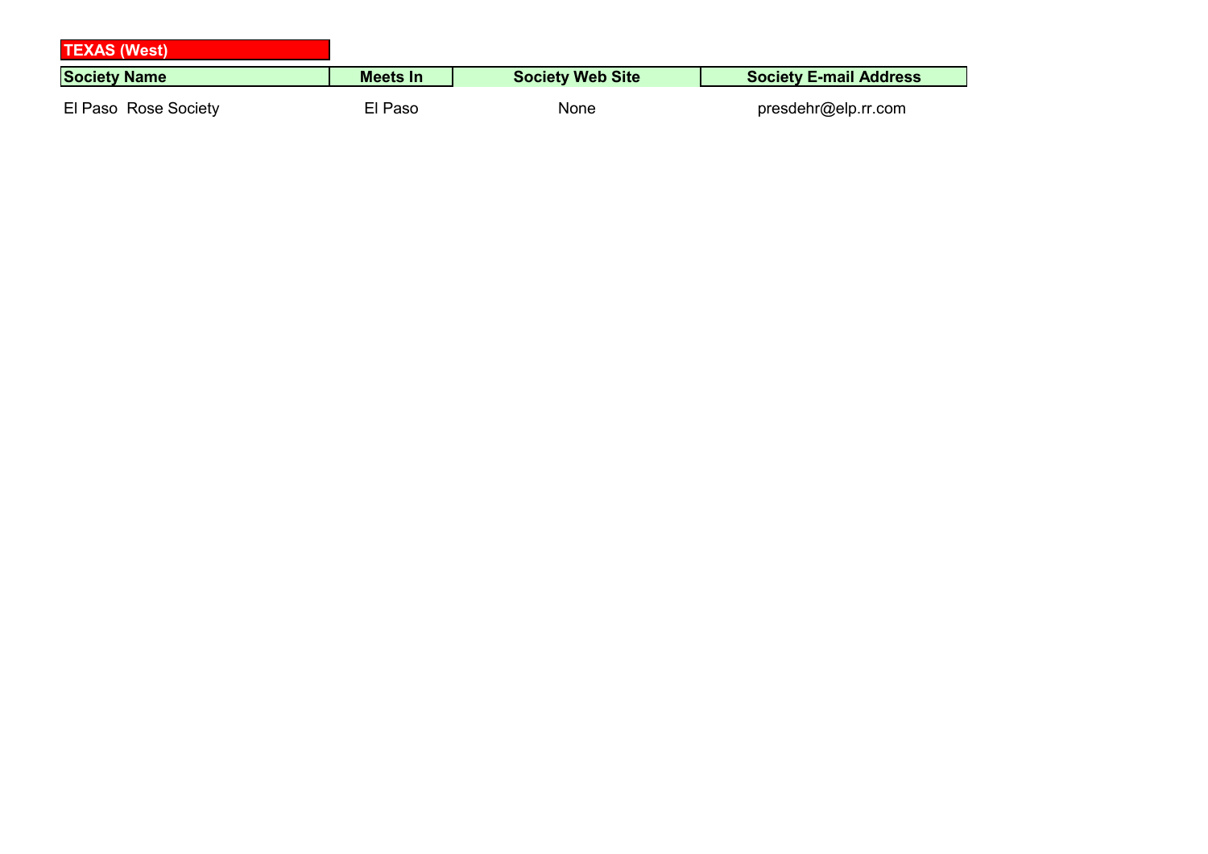## TEXAS (West)

| Society Name | Meets In | Society Web Site | Society E-mail Address |
|---|---|---|---|
| El Paso Rose Society | El Paso | None | presdehr@elp.rr.com |